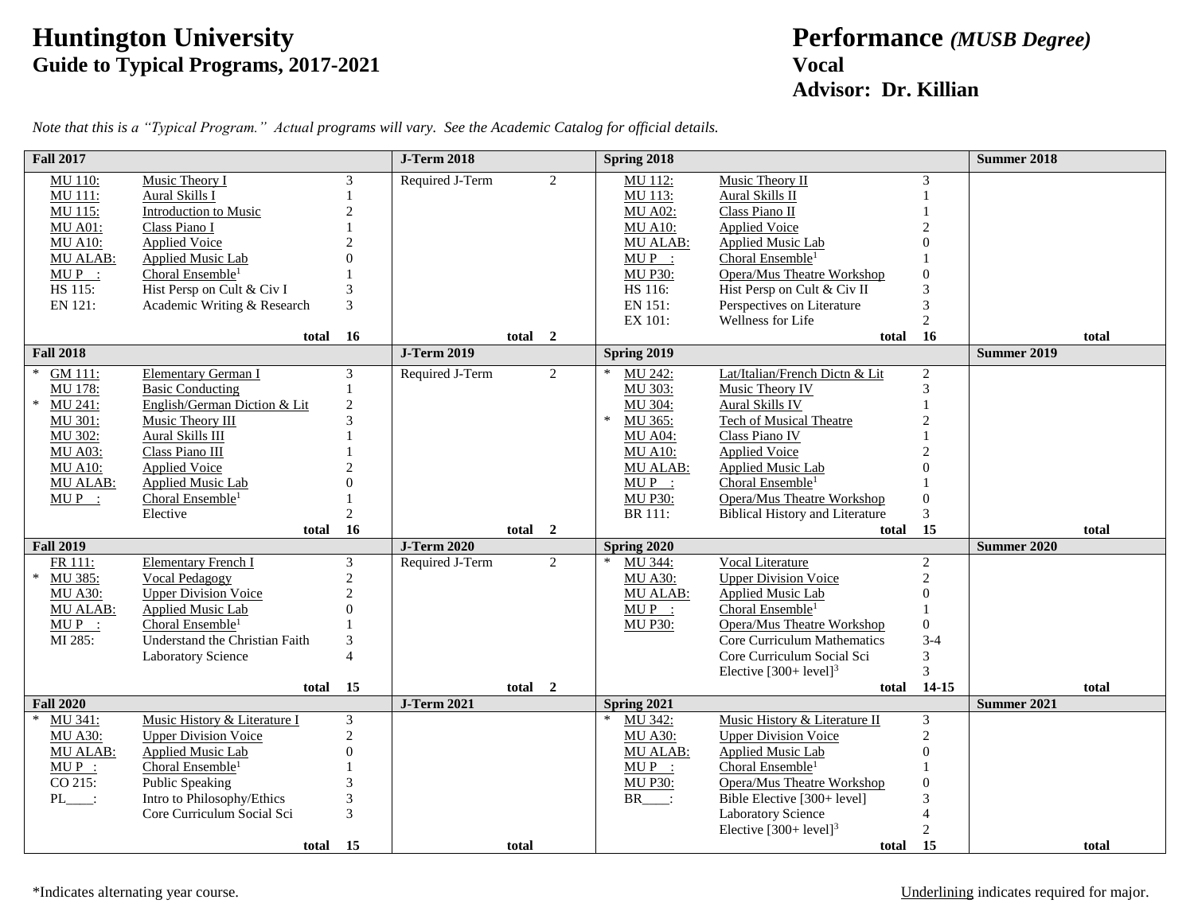# Huntington University
## Guide to Typical Programs, 2017-2021

# Performance *(MUSB Degree)*
## Vocal
## Advisor: Dr. Killian

*Note that this is a "Typical Program." Actual programs will vary. See the Academic Catalog for official details.*

### Fall 2017

| Course | Title | Credits |
|---|---|---|
| MU 110: | Music Theory I | 3 |
| MU 111: | Aural Skills I | 1 |
| MU 115: | Introduction to Music | 2 |
| MU A01: | Class Piano I | 1 |
| MU A10: | Applied Voice | 2 |
| MU ALAB: | Applied Music Lab | 0 |
| MU P __: | Choral Ensemble[1] | 1 |
| HS 115: | Hist Persp on Cult & Civ I | 3 |
| EN 121: | Academic Writing & Research | 3 |
| | **total** | **16** |

### J-Term 2018

| Course | Credits |
|---|---|
| Required J-Term | 2 |
| **total** | **2** |

### Spring 2018

| Course | Title | Credits |
|---|---|---|
| MU 112: | Music Theory II | 3 |
| MU 113: | Aural Skills II | 1 |
| MU A02: | Class Piano II | 1 |
| MU A10: | Applied Voice | 2 |
| MU ALAB: | Applied Music Lab | 0 |
| MU P __: | Choral Ensemble[1] | 1 |
| MU P30: | Opera/Mus Theatre Workshop | 0 |
| HS 116: | Hist Persp on Cult & Civ II | 3 |
| EN 151: | Perspectives on Literature | 3 |
| EX 101: | Wellness for Life | 2 |
| | **total** | **16** |

### Summer 2018

| Course | Credits |
|---|---|
| **total** | |

### Fall 2018

| Course | Title | Credits |
|---|---|---|
| * GM 111: | Elementary German I | 3 |
| MU 178: | Basic Conducting | 1 |
| * MU 241: | English/German Diction & Lit | 2 |
| MU 301: | Music Theory III | 3 |
| MU 302: | Aural Skills III | 1 |
| MU A03: | Class Piano III | 1 |
| MU A10: | Applied Voice | 2 |
| MU ALAB: | Applied Music Lab | 0 |
| MU P __: | Choral Ensemble[1] | 1 |
| | Elective | 2 |
| | **total** | **16** |

### J-Term 2019

| Course | Credits |
|---|---|
| Required J-Term | 2 |
| **total** | **2** |

### Spring 2019

| Course | Title | Credits |
|---|---|---|
| * MU 242: | Lat/Italian/French Dictn & Lit | 2 |
| MU 303: | Music Theory IV | 3 |
| MU 304: | Aural Skills IV | 1 |
| * MU 365: | Tech of Musical Theatre | 2 |
| MU A04: | Class Piano IV | 1 |
| MU A10: | Applied Voice | 2 |
| MU ALAB: | Applied Music Lab | 0 |
| MU P __: | Choral Ensemble[1] | 1 |
| MU P30: | Opera/Mus Theatre Workshop | 0 |
| BR 111: | Biblical History and Literature | 3 |
| | **total** | **15** |

### Summer 2019

| Course | Credits |
|---|---|
| **total** | |

### Fall 2019

| Course | Title | Credits |
|---|---|---|
| FR 111: | Elementary French I | 3 |
| * MU 385: | Vocal Pedagogy | 2 |
| MU A30: | Upper Division Voice | 2 |
| MU ALAB: | Applied Music Lab | 0 |
| MU P __: | Choral Ensemble[1] | 1 |
| MI 285: | Understand the Christian Faith | 3 |
| | Laboratory Science | 4 |
| | **total** | **15** |

### J-Term 2020

| Course | Credits |
|---|---|
| Required J-Term | 2 |
| **total** | **2** |

### Spring 2020

| Course | Title | Credits |
|---|---|---|
| * MU 344: | Vocal Literature | 2 |
| MU A30: | Upper Division Voice | 2 |
| MU ALAB: | Applied Music Lab | 0 |
| MU P __: | Choral Ensemble[1] | 1 |
| MU P30: | Opera/Mus Theatre Workshop | 0 |
| | Core Curriculum Mathematics | 3-4 |
| | Core Curriculum Social Sci | 3 |
| | Elective [300+ level][3] | 3 |
| | **total** | **14-15** |

### Summer 2020

| Course | Credits |
|---|---|
| **total** | |

### Fall 2020

| Course | Title | Credits |
|---|---|---|
| * MU 341: | Music History & Literature I | 3 |
| MU A30: | Upper Division Voice | 2 |
| MU ALAB: | Applied Music Lab | 0 |
| MU P __: | Choral Ensemble[1] | 1 |
| CO 215: | Public Speaking | 3 |
| PL____: | Intro to Philosophy/Ethics | 3 |
| | Core Curriculum Social Sci | 3 |
| | **total** | **15** |

### J-Term 2021

| Course | Credits |
|---|---|
| **total** | |

### Spring 2021

| Course | Title | Credits |
|---|---|---|
| * MU 342: | Music History & Literature II | 3 |
| MU A30: | Upper Division Voice | 2 |
| MU ALAB: | Applied Music Lab | 0 |
| MU P __: | Choral Ensemble[1] | 1 |
| MU P30: | Opera/Mus Theatre Workshop | 0 |
| BR____: | Bible Elective [300+ level] | 3 |
| | Laboratory Science | 4 |
| | Elective [300+ level][3] | 2 |
| | **total** | **15** |

### Summer 2021

| Course | Credits |
|---|---|
| **total** | |

*Indicates alternating year course.

Underlining indicates required for major.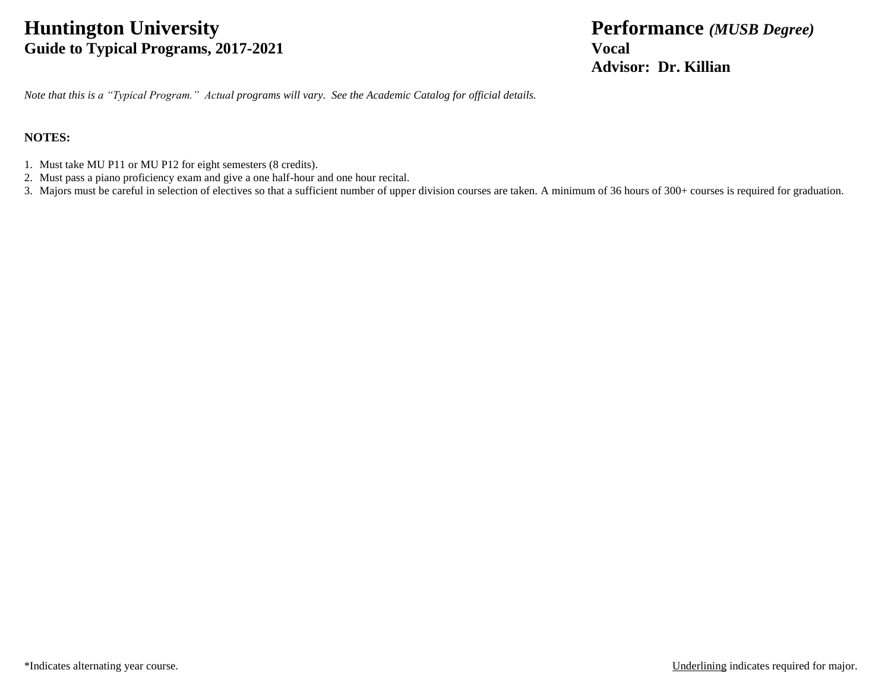# Huntington University
**Guide to Typical Programs, 2017-2021**

# Performance *(MUSB Degree)*
**Vocal**
**Advisor: Dr. Killian**

*Note that this is a "Typical Program." Actual programs will vary. See the Academic Catalog for official details.*

**NOTES:**

1. Must take MU P11 or MU P12 for eight semesters (8 credits).
2. Must pass a piano proficiency exam and give a one half-hour and one hour recital.
3. Majors must be careful in selection of electives so that a sufficient number of upper division courses are taken. A minimum of 36 hours of 300+ courses is required for graduation.

*Indicates alternating year course.

<u>Underlining</u> indicates required for major.